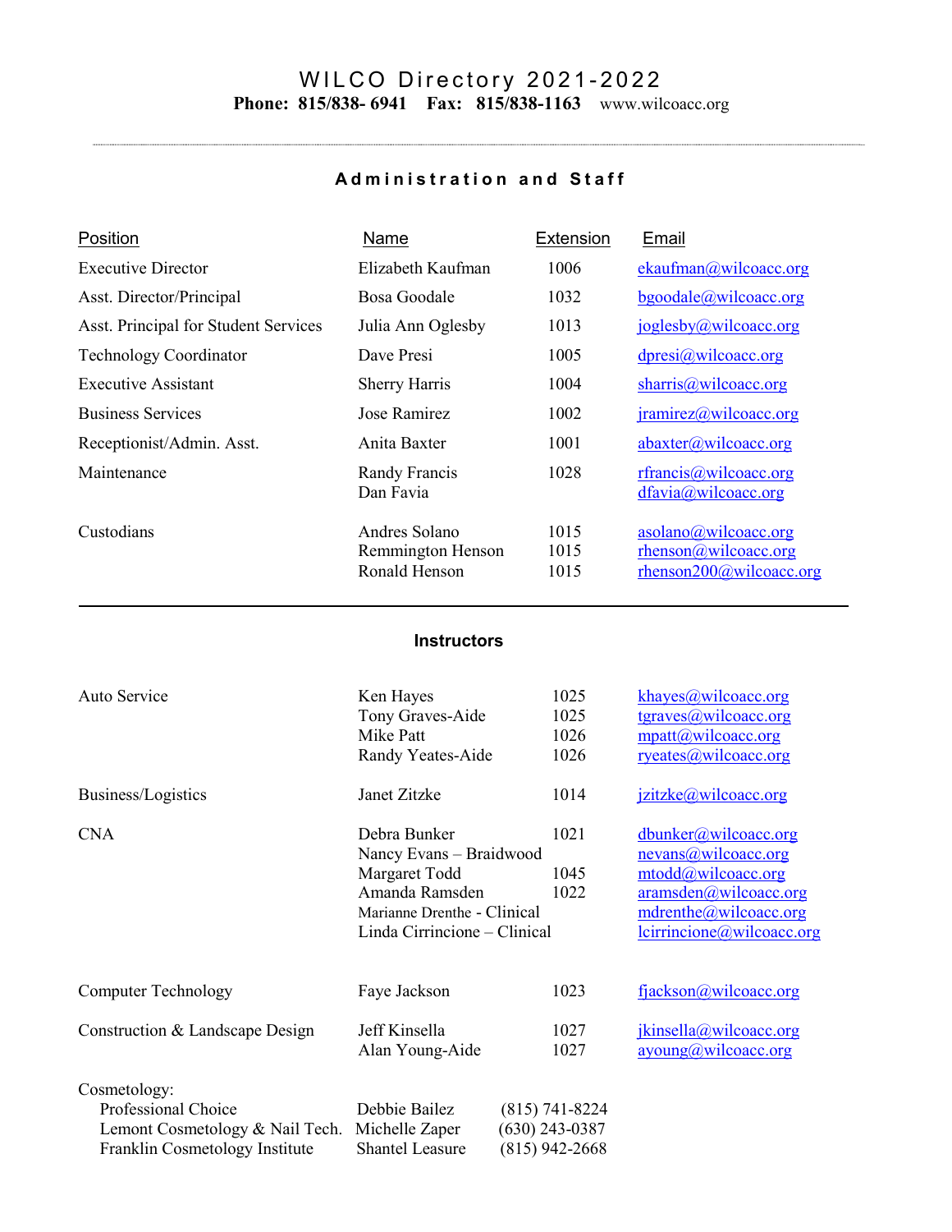# WILCO Directory 2021-2022

**Phone: 815/838- 6941 Fax: 815/838-1163** www.wilcoacc.org

## Administration and Staff

| Position | Name | Extension | Email |
|---|---|---|---|
| Executive Director | Elizabeth Kaufman | 1006 | ekaufman@wilcoacc.org |
| Asst. Director/Principal | Bosa Goodale | 1032 | bgoodale@wilcoacc.org |
| Asst. Principal for Student Services | Julia Ann Oglesby | 1013 | joglesby@wilcoacc.org |
| Technology Coordinator | Dave Presi | 1005 | dpresi@wilcoacc.org |
| Executive Assistant | Sherry Harris | 1004 | sharris@wilcoacc.org |
| Business Services | Jose Ramirez | 1002 | jramirez@wilcoacc.org |
| Receptionist/Admin. Asst. | Anita Baxter | 1001 | abaxter@wilcoacc.org |
| Maintenance | Randy Francis | 1028 | rfrancis@wilcoacc.org |
| | Dan Favia | | dfavia@wilcoacc.org |
| Custodians | Andres Solano | 1015 | asolano@wilcoacc.org |
| | Remmington Henson | 1015 | rhenson@wilcoacc.org |
| | Ronald Henson | 1015 | rhenson200@wilcoacc.org |

## Instructors

| Program | Name | Extension | Email |
|---|---|---|---|
| Auto Service | Ken Hayes | 1025 | khayes@wilcoacc.org |
| | Tony Graves-Aide | 1025 | tgraves@wilcoacc.org |
| | Mike Patt | 1026 | mpatt@wilcoacc.org |
| | Randy Yeates-Aide | 1026 | ryeates@wilcoacc.org |
| Business/Logistics | Janet Zitzke | 1014 | jzitzke@wilcoacc.org |
| CNA | Debra Bunker | 1021 | dbunker@wilcoacc.org |
| | Nancy Evans – Braidwood | | nevans@wilcoacc.org |
| | Margaret Todd | 1045 | mtodd@wilcoacc.org |
| | Amanda Ramsden | 1022 | aramsden@wilcoacc.org |
| | Marianne Drenthe - Clinical | | mdrenthe@wilcoacc.org |
| | Linda Cirrincione – Clinical | | lcirrincione@wilcoacc.org |
| Computer Technology | Faye Jackson | 1023 | fjackson@wilcoacc.org |
| Construction & Landscape Design | Jeff Kinsella | 1027 | jkinsella@wilcoacc.org |
| | Alan Young-Aide | 1027 | ayoung@wilcoacc.org |
| Cosmetology: | | | |
| Professional Choice | Debbie Bailez | (815) 741-8224 | |
| Lemont Cosmetology & Nail Tech. | Michelle Zaper | (630) 243-0387 | |
| Franklin Cosmetology Institute | Shantel Leasure | (815) 942-2668 | |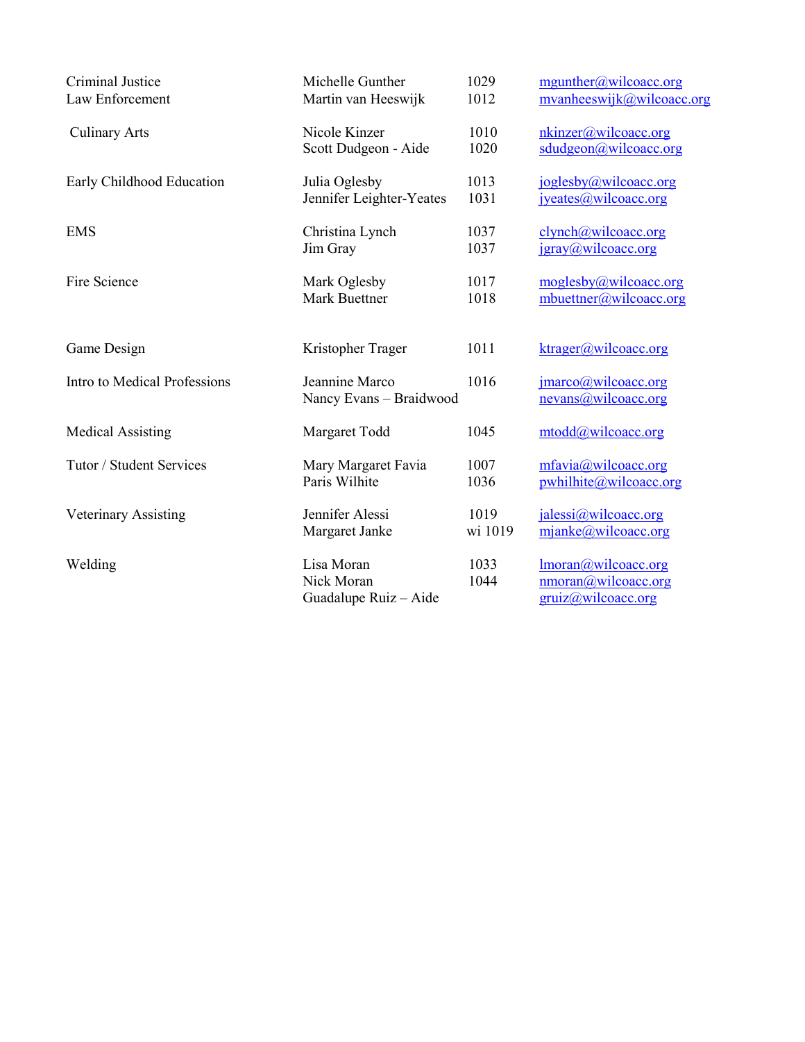| | | | |
|---|---|---|---|
| Criminal Justice | Michelle Gunther | 1029 | mgunther@wilcoacc.org |
| Law Enforcement | Martin van Heeswijk | 1012 | mvanheeswijk@wilcoacc.org |
| Culinary Arts | Nicole Kinzer | 1010 | nkinzer@wilcoacc.org |
| | Scott Dudgeon - Aide | 1020 | sdudgeon@wilcoacc.org |
| Early Childhood Education | Julia Oglesby | 1013 | joglesby@wilcoacc.org |
| | Jennifer Leighter-Yeates | 1031 | jyeates@wilcoacc.org |
| EMS | Christina Lynch | 1037 | clynch@wilcoacc.org |
| | Jim Gray | 1037 | jgray@wilcoacc.org |
| Fire Science | Mark Oglesby | 1017 | moglesby@wilcoacc.org |
| | Mark Buettner | 1018 | mbuettner@wilcoacc.org |
| Game Design | Kristopher Trager | 1011 | ktrager@wilcoacc.org |
| Intro to Medical Professions | Jeannine Marco | 1016 | jmarco@wilcoacc.org |
| | Nancy Evans – Braidwood | | nevans@wilcoacc.org |
| Medical Assisting | Margaret Todd | 1045 | mtodd@wilcoacc.org |
| Tutor / Student Services | Mary Margaret Favia | 1007 | mfavia@wilcoacc.org |
| | Paris Wilhite | 1036 | pwhilhite@wilcoacc.org |
| Veterinary Assisting | Jennifer Alessi | 1019 | jalessi@wilcoacc.org |
| | Margaret Janke | wi 1019 | mjanke@wilcoacc.org |
| Welding | Lisa Moran | 1033 | lmoran@wilcoacc.org |
| | Nick Moran | 1044 | nmoran@wilcoacc.org |
| | Guadalupe Ruiz – Aide | | gruiz@wilcoacc.org |